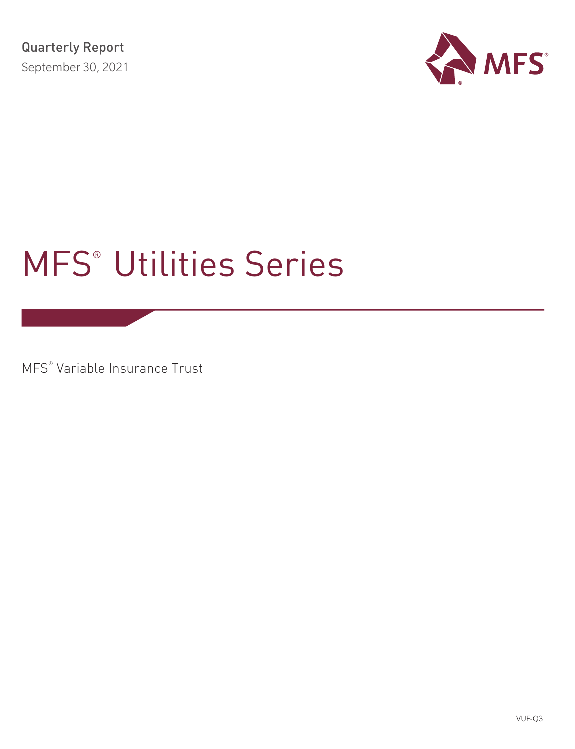Quarterly Report

September 30, 2021

MFS®

# MFS® Utilities Series

MFS® Variable Insurance Trust

VUF-Q3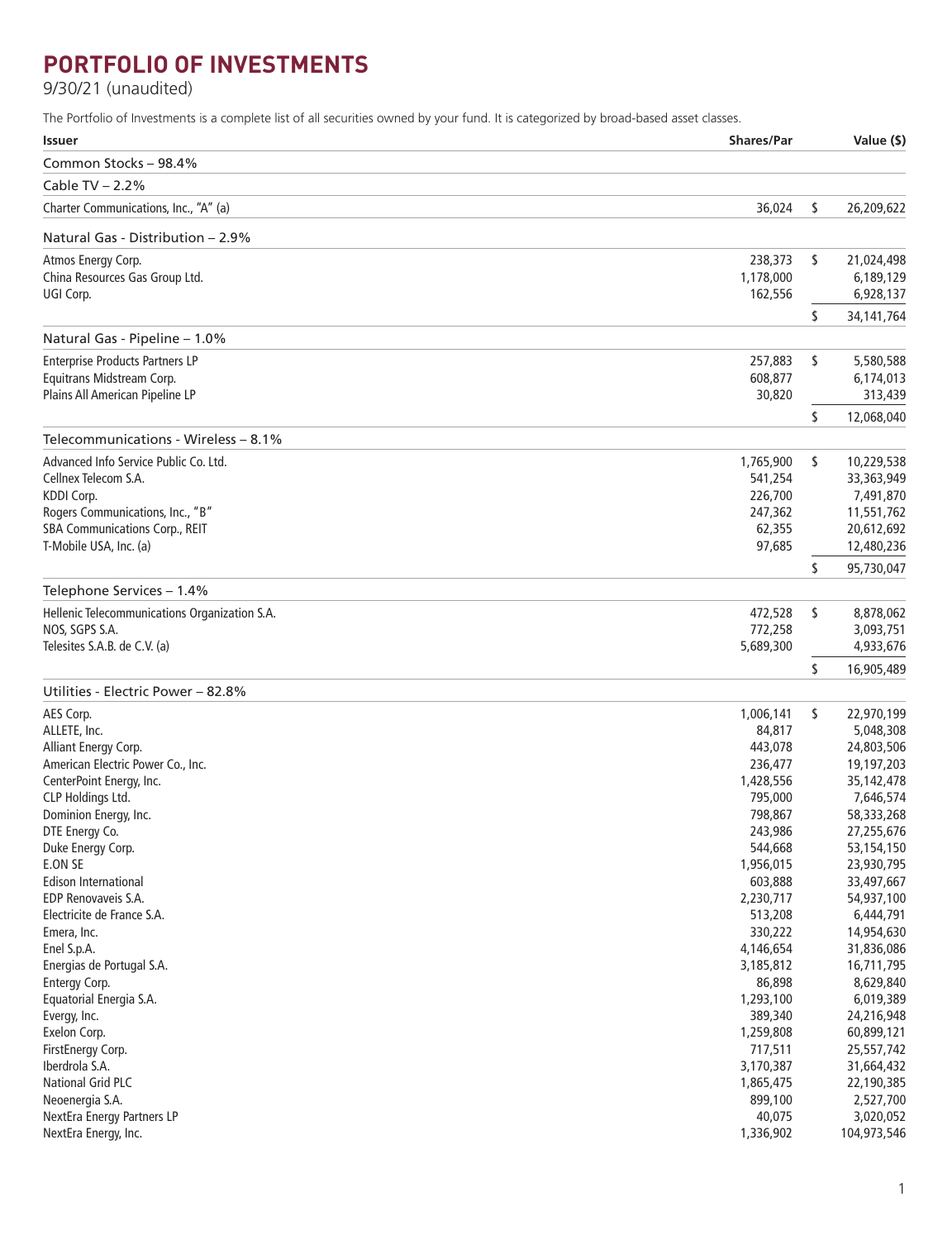# PORTFOLIO OF INVESTMENTS

9/30/21 (unaudited)

The Portfolio of Investments is a complete list of all securities owned by your fund. It is categorized by broad-based asset classes.

| Issuer | Shares/Par | | Value ($) |
|---|---|---|---|
| Common Stocks – 98.4% | | | |
| Cable TV – 2.2% | | | |
| Charter Communications, Inc., "A" (a) | 36,024 | $ | 26,209,622 |
| Natural Gas - Distribution – 2.9% | | | |
| Atmos Energy Corp. | 238,373 | $ | 21,024,498 |
| China Resources Gas Group Ltd. | 1,178,000 | | 6,189,129 |
| UGI Corp. | 162,556 | | 6,928,137 |
| | | $ | 34,141,764 |
| Natural Gas - Pipeline – 1.0% | | | |
| Enterprise Products Partners LP | 257,883 | $ | 5,580,588 |
| Equitrans Midstream Corp. | 608,877 | | 6,174,013 |
| Plains All American Pipeline LP | 30,820 | | 313,439 |
| | | $ | 12,068,040 |
| Telecommunications - Wireless – 8.1% | | | |
| Advanced Info Service Public Co. Ltd. | 1,765,900 | $ | 10,229,538 |
| Cellnex Telecom S.A. | 541,254 | | 33,363,949 |
| KDDI Corp. | 226,700 | | 7,491,870 |
| Rogers Communications, Inc., "B" | 247,362 | | 11,551,762 |
| SBA Communications Corp., REIT | 62,355 | | 20,612,692 |
| T-Mobile USA, Inc. (a) | 97,685 | | 12,480,236 |
| | | $ | 95,730,047 |
| Telephone Services – 1.4% | | | |
| Hellenic Telecommunications Organization S.A. | 472,528 | $ | 8,878,062 |
| NOS, SGPS S.A. | 772,258 | | 3,093,751 |
| Telesites S.A.B. de C.V. (a) | 5,689,300 | | 4,933,676 |
| | | $ | 16,905,489 |
| Utilities - Electric Power – 82.8% | | | |
| AES Corp. | 1,006,141 | $ | 22,970,199 |
| ALLETE, Inc. | 84,817 | | 5,048,308 |
| Alliant Energy Corp. | 443,078 | | 24,803,506 |
| American Electric Power Co., Inc. | 236,477 | | 19,197,203 |
| CenterPoint Energy, Inc. | 1,428,556 | | 35,142,478 |
| CLP Holdings Ltd. | 795,000 | | 7,646,574 |
| Dominion Energy, Inc. | 798,867 | | 58,333,268 |
| DTE Energy Co. | 243,986 | | 27,255,676 |
| Duke Energy Corp. | 544,668 | | 53,154,150 |
| E.ON SE | 1,956,015 | | 23,930,795 |
| Edison International | 603,888 | | 33,497,667 |
| EDP Renovaveis S.A. | 2,230,717 | | 54,937,100 |
| Electricite de France S.A. | 513,208 | | 6,444,791 |
| Emera, Inc. | 330,222 | | 14,954,630 |
| Enel S.p.A. | 4,146,654 | | 31,836,086 |
| Energias de Portugal S.A. | 3,185,812 | | 16,711,795 |
| Entergy Corp. | 86,898 | | 8,629,840 |
| Equatorial Energia S.A. | 1,293,100 | | 6,019,389 |
| Evergy, Inc. | 389,340 | | 24,216,948 |
| Exelon Corp. | 1,259,808 | | 60,899,121 |
| FirstEnergy Corp. | 717,511 | | 25,557,742 |
| Iberdrola S.A. | 3,170,387 | | 31,664,432 |
| National Grid PLC | 1,865,475 | | 22,190,385 |
| Neoenergia S.A. | 899,100 | | 2,527,700 |
| NextEra Energy Partners LP | 40,075 | | 3,020,052 |
| NextEra Energy, Inc. | 1,336,902 | | 104,973,546 |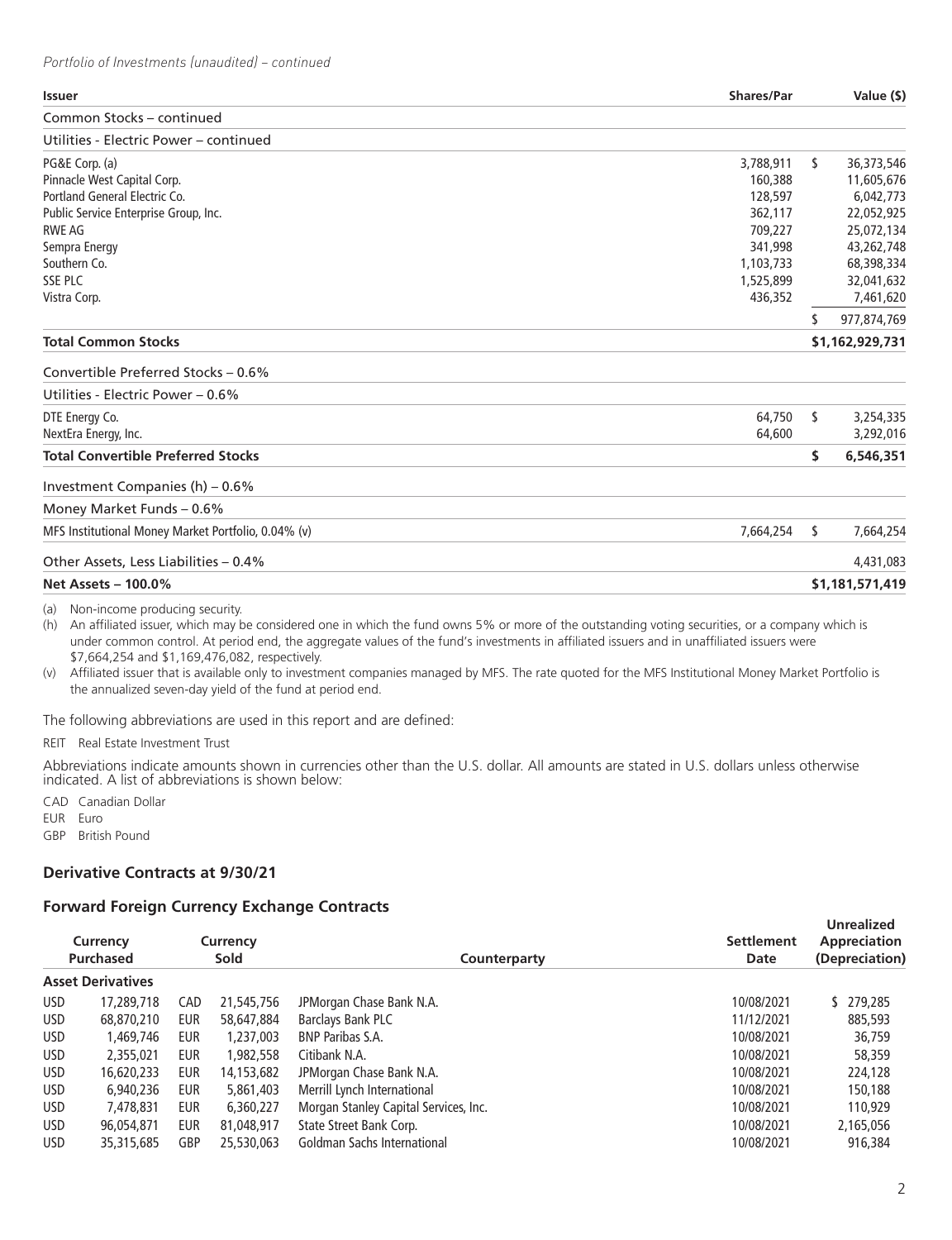*Portfolio of Investments (unaudited) – continued*

| Issuer | Shares/Par | Value ($) |
|---|---|---|
| Common Stocks – continued | | |
| Utilities - Electric Power – continued | | |
| PG&E Corp. (a) | 3,788,911 | $ 36,373,546 |
| Pinnacle West Capital Corp. | 160,388 | 11,605,676 |
| Portland General Electric Co. | 128,597 | 6,042,773 |
| Public Service Enterprise Group, Inc. | 362,117 | 22,052,925 |
| RWE AG | 709,227 | 25,072,134 |
| Sempra Energy | 341,998 | 43,262,748 |
| Southern Co. | 1,103,733 | 68,398,334 |
| SSE PLC | 1,525,899 | 32,041,632 |
| Vistra Corp. | 436,352 | 7,461,620 |
| | | $ 977,874,769 |
| **Total Common Stocks** | | **$1,162,929,731** |
| Convertible Preferred Stocks – 0.6% | | |
| Utilities - Electric Power – 0.6% | | |
| DTE Energy Co. | 64,750 | $ 3,254,335 |
| NextEra Energy, Inc. | 64,600 | 3,292,016 |
| **Total Convertible Preferred Stocks** | | **$ 6,546,351** |
| Investment Companies (h) – 0.6% | | |
| Money Market Funds – 0.6% | | |
| MFS Institutional Money Market Portfolio, 0.04% (v) | 7,664,254 | $ 7,664,254 |
| Other Assets, Less Liabilities – 0.4% | | 4,431,083 |
| **Net Assets – 100.0%** | | **$1,181,571,419** |

(a) Non-income producing security.

(h) An affiliated issuer, which may be considered one in which the fund owns 5% or more of the outstanding voting securities, or a company which is under common control. At period end, the aggregate values of the fund's investments in affiliated issuers and in unaffiliated issuers were $7,664,254 and $1,169,476,082, respectively.

(v) Affiliated issuer that is available only to investment companies managed by MFS. The rate quoted for the MFS Institutional Money Market Portfolio is the annualized seven-day yield of the fund at period end.

The following abbreviations are used in this report and are defined:

REIT Real Estate Investment Trust

Abbreviations indicate amounts shown in currencies other than the U.S. dollar. All amounts are stated in U.S. dollars unless otherwise indicated. A list of abbreviations is shown below:

CAD Canadian Dollar
EUR Euro
GBP British Pound

### Derivative Contracts at 9/30/21

### Forward Foreign Currency Exchange Contracts

| Currency Purchased | | Currency Sold | | Counterparty | Settlement Date | Unrealized Appreciation (Depreciation) |
|---|---|---|---|---|---|---|
| **Asset Derivatives** | | | | | | |
| USD | 17,289,718 | CAD | 21,545,756 | JPMorgan Chase Bank N.A. | 10/08/2021 | $ 279,285 |
| USD | 68,870,210 | EUR | 58,647,884 | Barclays Bank PLC | 11/12/2021 | 885,593 |
| USD | 1,469,746 | EUR | 1,237,003 | BNP Paribas S.A. | 10/08/2021 | 36,759 |
| USD | 2,355,021 | EUR | 1,982,558 | Citibank N.A. | 10/08/2021 | 58,359 |
| USD | 16,620,233 | EUR | 14,153,682 | JPMorgan Chase Bank N.A. | 10/08/2021 | 224,128 |
| USD | 6,940,236 | EUR | 5,861,403 | Merrill Lynch International | 10/08/2021 | 150,188 |
| USD | 7,478,831 | EUR | 6,360,227 | Morgan Stanley Capital Services, Inc. | 10/08/2021 | 110,929 |
| USD | 96,054,871 | EUR | 81,048,917 | State Street Bank Corp. | 10/08/2021 | 2,165,056 |
| USD | 35,315,685 | GBP | 25,530,063 | Goldman Sachs International | 10/08/2021 | 916,384 |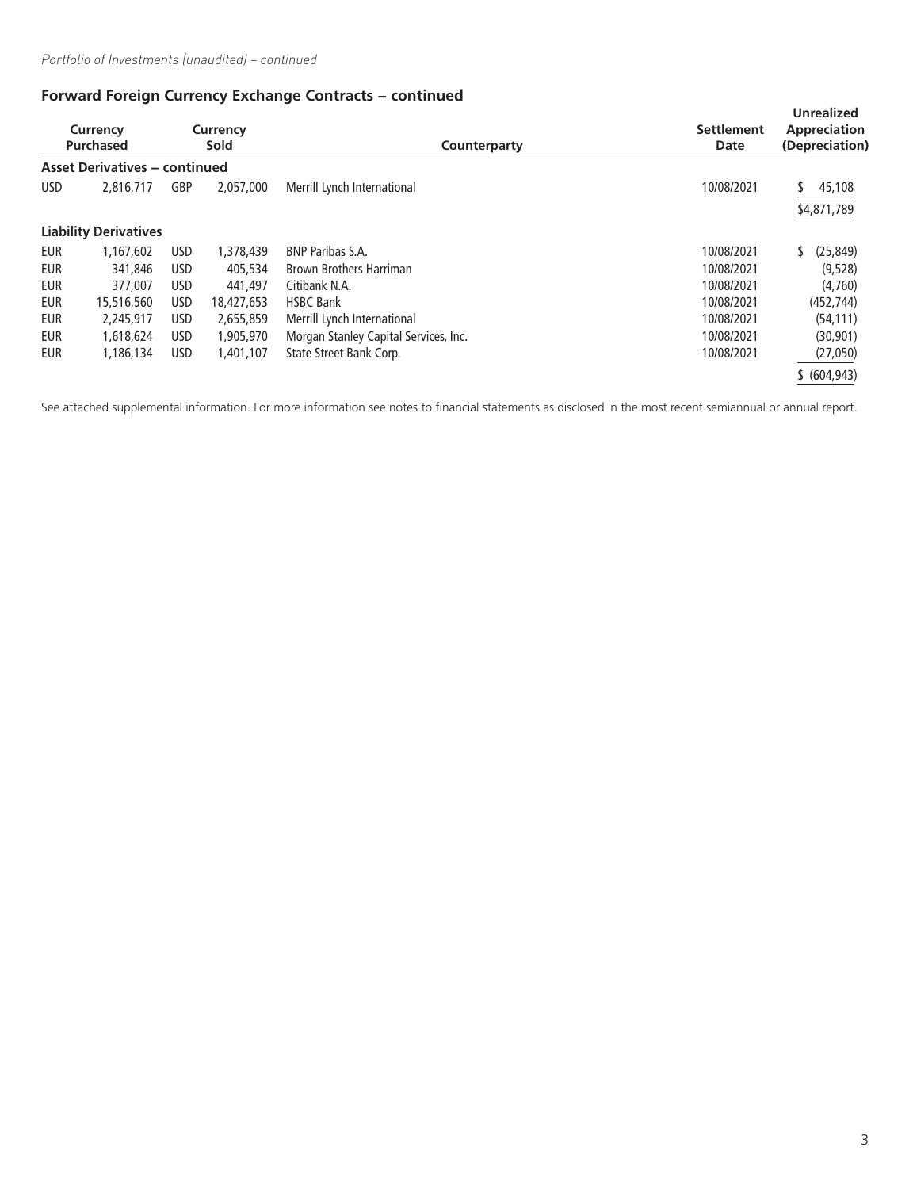*Portfolio of Investments (unaudited) – continued*

## Forward Foreign Currency Exchange Contracts – continued

| Currency Purchased | | Currency Sold | | Counterparty | Settlement Date | Unrealized Appreciation (Depreciation) |
|---|---|---|---|---|---|---|
| **Asset Derivatives – continued** | | | | | | |
| USD | 2,816,717 | GBP | 2,057,000 | Merrill Lynch International | 10/08/2021 | $ 45,108 |
| | | | | | | $4,871,789 |
| **Liability Derivatives** | | | | | | |
| EUR | 1,167,602 | USD | 1,378,439 | BNP Paribas S.A. | 10/08/2021 | $ (25,849) |
| EUR | 341,846 | USD | 405,534 | Brown Brothers Harriman | 10/08/2021 | (9,528) |
| EUR | 377,007 | USD | 441,497 | Citibank N.A. | 10/08/2021 | (4,760) |
| EUR | 15,516,560 | USD | 18,427,653 | HSBC Bank | 10/08/2021 | (452,744) |
| EUR | 2,245,917 | USD | 2,655,859 | Merrill Lynch International | 10/08/2021 | (54,111) |
| EUR | 1,618,624 | USD | 1,905,970 | Morgan Stanley Capital Services, Inc. | 10/08/2021 | (30,901) |
| EUR | 1,186,134 | USD | 1,401,107 | State Street Bank Corp. | 10/08/2021 | (27,050) |
| | | | | | | $ (604,943) |

See attached supplemental information. For more information see notes to financial statements as disclosed in the most recent semiannual or annual report.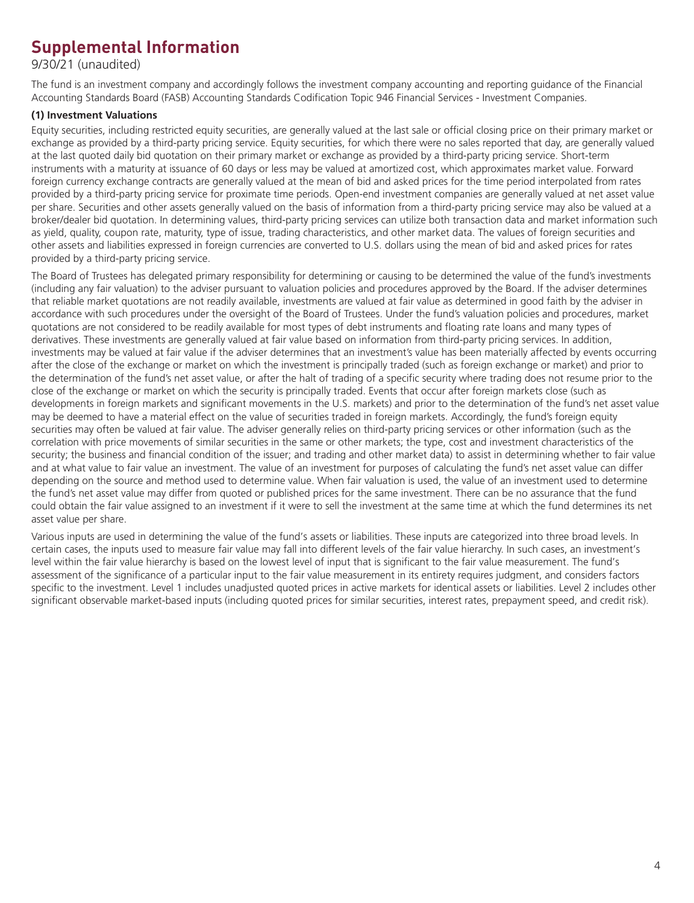# Supplemental Information

9/30/21 (unaudited)

The fund is an investment company and accordingly follows the investment company accounting and reporting guidance of the Financial Accounting Standards Board (FASB) Accounting Standards Codification Topic 946 Financial Services - Investment Companies.

**(1) Investment Valuations**

Equity securities, including restricted equity securities, are generally valued at the last sale or official closing price on their primary market or exchange as provided by a third-party pricing service. Equity securities, for which there were no sales reported that day, are generally valued at the last quoted daily bid quotation on their primary market or exchange as provided by a third-party pricing service. Short-term instruments with a maturity at issuance of 60 days or less may be valued at amortized cost, which approximates market value. Forward foreign currency exchange contracts are generally valued at the mean of bid and asked prices for the time period interpolated from rates provided by a third-party pricing service for proximate time periods. Open-end investment companies are generally valued at net asset value per share. Securities and other assets generally valued on the basis of information from a third-party pricing service may also be valued at a broker/dealer bid quotation. In determining values, third-party pricing services can utilize both transaction data and market information such as yield, quality, coupon rate, maturity, type of issue, trading characteristics, and other market data. The values of foreign securities and other assets and liabilities expressed in foreign currencies are converted to U.S. dollars using the mean of bid and asked prices for rates provided by a third-party pricing service.

The Board of Trustees has delegated primary responsibility for determining or causing to be determined the value of the fund's investments (including any fair valuation) to the adviser pursuant to valuation policies and procedures approved by the Board. If the adviser determines that reliable market quotations are not readily available, investments are valued at fair value as determined in good faith by the adviser in accordance with such procedures under the oversight of the Board of Trustees. Under the fund's valuation policies and procedures, market quotations are not considered to be readily available for most types of debt instruments and floating rate loans and many types of derivatives. These investments are generally valued at fair value based on information from third-party pricing services. In addition, investments may be valued at fair value if the adviser determines that an investment's value has been materially affected by events occurring after the close of the exchange or market on which the investment is principally traded (such as foreign exchange or market) and prior to the determination of the fund's net asset value, or after the halt of trading of a specific security where trading does not resume prior to the close of the exchange or market on which the security is principally traded. Events that occur after foreign markets close (such as developments in foreign markets and significant movements in the U.S. markets) and prior to the determination of the fund's net asset value may be deemed to have a material effect on the value of securities traded in foreign markets. Accordingly, the fund's foreign equity securities may often be valued at fair value. The adviser generally relies on third-party pricing services or other information (such as the correlation with price movements of similar securities in the same or other markets; the type, cost and investment characteristics of the security; the business and financial condition of the issuer; and trading and other market data) to assist in determining whether to fair value and at what value to fair value an investment. The value of an investment for purposes of calculating the fund's net asset value can differ depending on the source and method used to determine value. When fair valuation is used, the value of an investment used to determine the fund's net asset value may differ from quoted or published prices for the same investment. There can be no assurance that the fund could obtain the fair value assigned to an investment if it were to sell the investment at the same time at which the fund determines its net asset value per share.

Various inputs are used in determining the value of the fund's assets or liabilities. These inputs are categorized into three broad levels. In certain cases, the inputs used to measure fair value may fall into different levels of the fair value hierarchy. In such cases, an investment's level within the fair value hierarchy is based on the lowest level of input that is significant to the fair value measurement. The fund's assessment of the significance of a particular input to the fair value measurement in its entirety requires judgment, and considers factors specific to the investment. Level 1 includes unadjusted quoted prices in active markets for identical assets or liabilities. Level 2 includes other significant observable market-based inputs (including quoted prices for similar securities, interest rates, prepayment speed, and credit risk).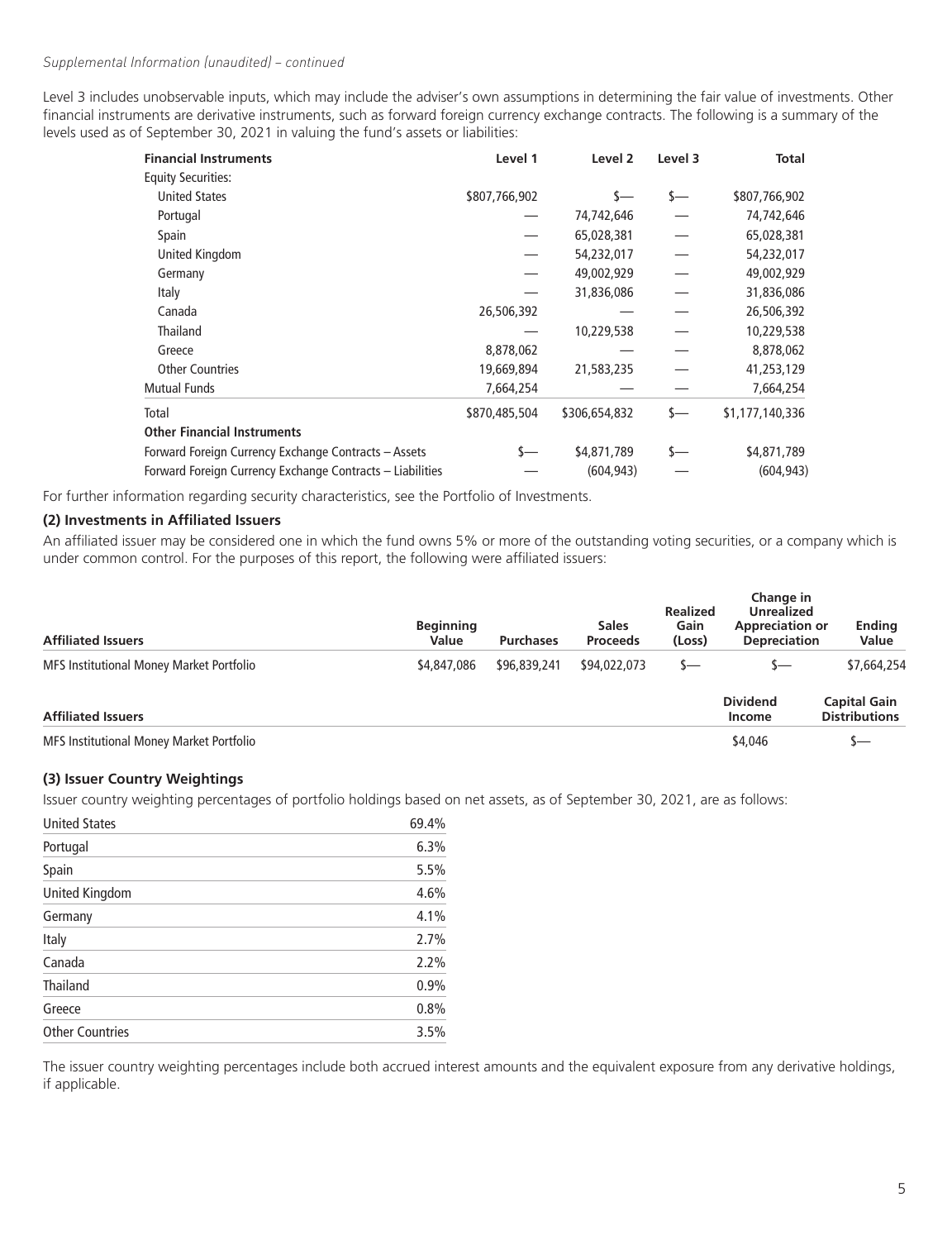*Supplemental Information (unaudited) – continued*

Level 3 includes unobservable inputs, which may include the adviser's own assumptions in determining the fair value of investments. Other financial instruments are derivative instruments, such as forward foreign currency exchange contracts. The following is a summary of the levels used as of September 30, 2021 in valuing the fund's assets or liabilities:

| **Financial Instruments** | **Level 1** | **Level 2** | **Level 3** | **Total** |
|---|---|---|---|---|
| Equity Securities: | | | | |
| United States | $807,766,902 | $— | $— | $807,766,902 |
| Portugal | — | 74,742,646 | — | 74,742,646 |
| Spain | — | 65,028,381 | — | 65,028,381 |
| United Kingdom | — | 54,232,017 | — | 54,232,017 |
| Germany | — | 49,002,929 | — | 49,002,929 |
| Italy | — | 31,836,086 | — | 31,836,086 |
| Canada | 26,506,392 | — | — | 26,506,392 |
| Thailand | — | 10,229,538 | — | 10,229,538 |
| Greece | 8,878,062 | — | — | 8,878,062 |
| Other Countries | 19,669,894 | 21,583,235 | — | 41,253,129 |
| Mutual Funds | 7,664,254 | — | — | 7,664,254 |
| Total | $870,485,504 | $306,654,832 | $— | $1,177,140,336 |
| **Other Financial Instruments** | | | | |
| Forward Foreign Currency Exchange Contracts – Assets | $— | $4,871,789 | $— | $4,871,789 |
| Forward Foreign Currency Exchange Contracts – Liabilities | — | (604,943) | — | (604,943) |

For further information regarding security characteristics, see the Portfolio of Investments.

### (2) Investments in Affiliated Issuers

An affiliated issuer may be considered one in which the fund owns 5% or more of the outstanding voting securities, or a company which is under common control. For the purposes of this report, the following were affiliated issuers:

| **Affiliated Issuers** | **Beginning Value** | **Purchases** | **Sales Proceeds** | **Realized Gain (Loss)** | **Change in Unrealized Appreciation or Depreciation** | **Ending Value** |
|---|---|---|---|---|---|---|
| MFS Institutional Money Market Portfolio | $4,847,086 | $96,839,241 | $94,022,073 | $— | $— | $7,664,254 |

| **Affiliated Issuers** | **Dividend Income** | **Capital Gain Distributions** |
|---|---|---|
| MFS Institutional Money Market Portfolio | $4,046 | $— |

### (3) Issuer Country Weightings

Issuer country weighting percentages of portfolio holdings based on net assets, as of September 30, 2021, are as follows:

| | |
|---|---|
| United States | 69.4% |
| Portugal | 6.3% |
| Spain | 5.5% |
| United Kingdom | 4.6% |
| Germany | 4.1% |
| Italy | 2.7% |
| Canada | 2.2% |
| Thailand | 0.9% |
| Greece | 0.8% |
| Other Countries | 3.5% |

The issuer country weighting percentages include both accrued interest amounts and the equivalent exposure from any derivative holdings, if applicable.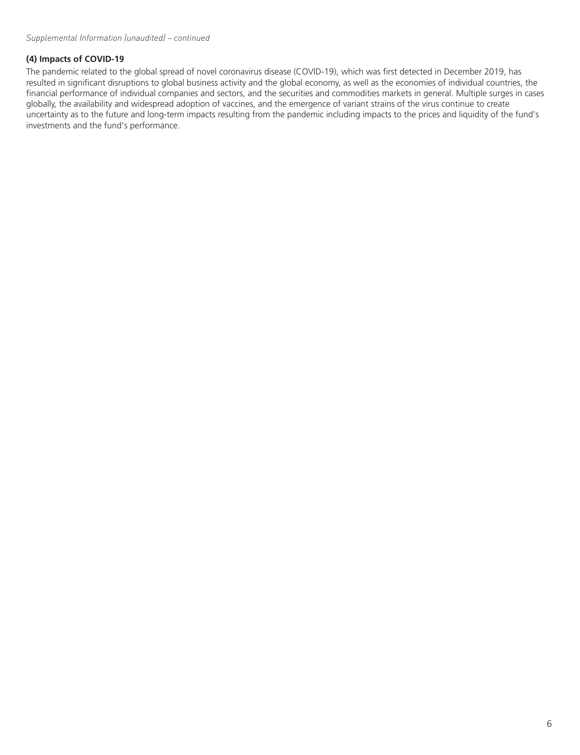*Supplemental Information (unaudited) – continued*

**(4) Impacts of COVID-19**

The pandemic related to the global spread of novel coronavirus disease (COVID-19), which was first detected in December 2019, has resulted in significant disruptions to global business activity and the global economy, as well as the economies of individual countries, the financial performance of individual companies and sectors, and the securities and commodities markets in general. Multiple surges in cases globally, the availability and widespread adoption of vaccines, and the emergence of variant strains of the virus continue to create uncertainty as to the future and long-term impacts resulting from the pandemic including impacts to the prices and liquidity of the fund's investments and the fund's performance.